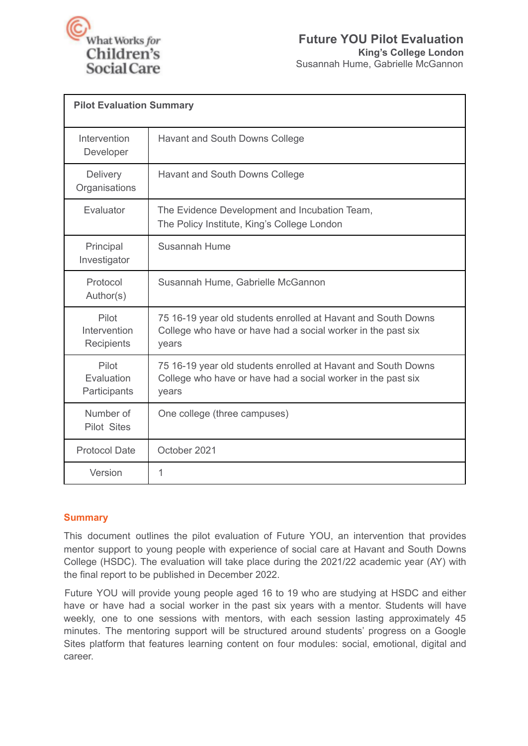What Works for Children's Social Care

# Future YOU Pilot Evaluation

**King's College London**

Susannah Hume, Gabrielle McGannon

| **Pilot Evaluation Summary** | |
|---|---|
| Intervention Developer | Havant and South Downs College |
| Delivery Organisations | Havant and South Downs College |
| Evaluator | The Evidence Development and Incubation Team, The Policy Institute, King's College London |
| Principal Investigator | Susannah Hume |
| Protocol Author(s) | Susannah Hume, Gabrielle McGannon |
| Pilot Intervention Recipients | 75 16-19 year old students enrolled at Havant and South Downs College who have or have had a social worker in the past six years |
| Pilot Evaluation Participants | 75 16-19 year old students enrolled at Havant and South Downs College who have or have had a social worker in the past six years |
| Number of Pilot Sites | One college (three campuses) |
| Protocol Date | October 2021 |
| Version | 1 |

## Summary

This document outlines the pilot evaluation of Future YOU, an intervention that provides mentor support to young people with experience of social care at Havant and South Downs College (HSDC). The evaluation will take place during the 2021/22 academic year (AY) with the final report to be published in December 2022.

Future YOU will provide young people aged 16 to 19 who are studying at HSDC and either have or have had a social worker in the past six years with a mentor. Students will have weekly, one to one sessions with mentors, with each session lasting approximately 45 minutes. The mentoring support will be structured around students' progress on a Google Sites platform that features learning content on four modules: social, emotional, digital and career.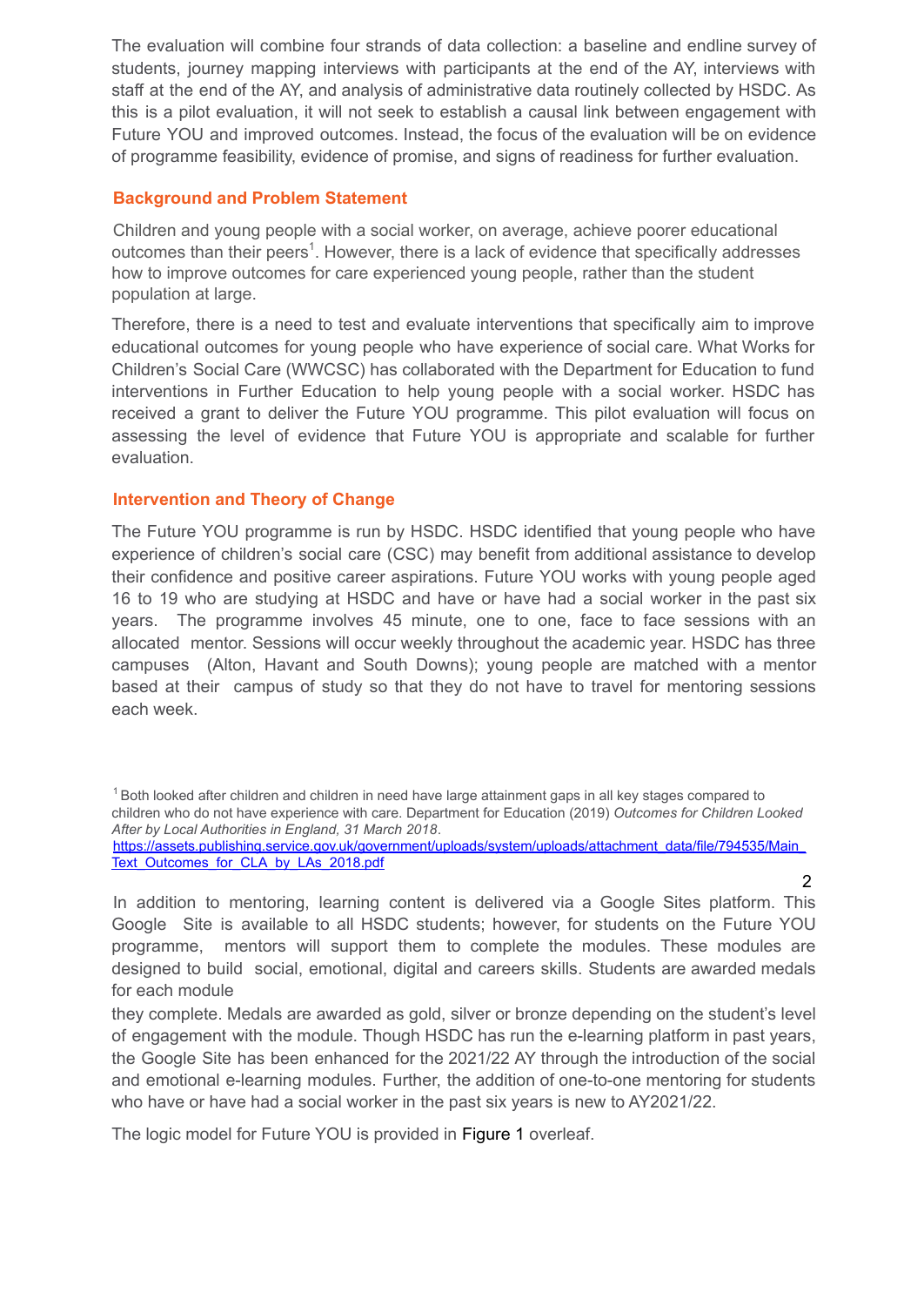The evaluation will combine four strands of data collection: a baseline and endline survey of students, journey mapping interviews with participants at the end of the AY, interviews with staff at the end of the AY, and analysis of administrative data routinely collected by HSDC. As this is a pilot evaluation, it will not seek to establish a causal link between engagement with Future YOU and improved outcomes. Instead, the focus of the evaluation will be on evidence of programme feasibility, evidence of promise, and signs of readiness for further evaluation.

## Background and Problem Statement

Children and young people with a social worker, on average, achieve poorer educational outcomes than their peers[1]. However, there is a lack of evidence that specifically addresses how to improve outcomes for care experienced young people, rather than the student population at large.

Therefore, there is a need to test and evaluate interventions that specifically aim to improve educational outcomes for young people who have experience of social care. What Works for Children's Social Care (WWCSC) has collaborated with the Department for Education to fund interventions in Further Education to help young people with a social worker. HSDC has received a grant to deliver the Future YOU programme. This pilot evaluation will focus on assessing the level of evidence that Future YOU is appropriate and scalable for further evaluation.

## Intervention and Theory of Change

The Future YOU programme is run by HSDC. HSDC identified that young people who have experience of children's social care (CSC) may benefit from additional assistance to develop their confidence and positive career aspirations. Future YOU works with young people aged 16 to 19 who are studying at HSDC and have or have had a social worker in the past six years. The programme involves 45 minute, one to one, face to face sessions with an allocated mentor. Sessions will occur weekly throughout the academic year. HSDC has three campuses (Alton, Havant and South Downs); young people are matched with a mentor based at their campus of study so that they do not have to travel for mentoring sessions each week.

In addition to mentoring, learning content is delivered via a Google Sites platform. This Google Site is available to all HSDC students; however, for students on the Future YOU programme, mentors will support them to complete the modules. These modules are designed to build social, emotional, digital and careers skills. Students are awarded medals for each module they complete. Medals are awarded as gold, silver or bronze depending on the student's level of engagement with the module. Though HSDC has run the e-learning platform in past years, the Google Site has been enhanced for the 2021/22 AY through the introduction of the social and emotional e-learning modules. Further, the addition of one-to-one mentoring for students who have or have had a social worker in the past six years is new to AY2021/22.

The logic model for Future YOU is provided in Figure 1 overleaf.

[1] Both looked after children and children in need have large attainment gaps in all key stages compared to children who do not have experience with care. Department for Education (2019) *Outcomes for Children Looked After by Local Authorities in England, 31 March 2018*. https://assets.publishing.service.gov.uk/government/uploads/system/uploads/attachment_data/file/794535/Main_Text_Outcomes_for_CLA_by_LAs_2018.pdf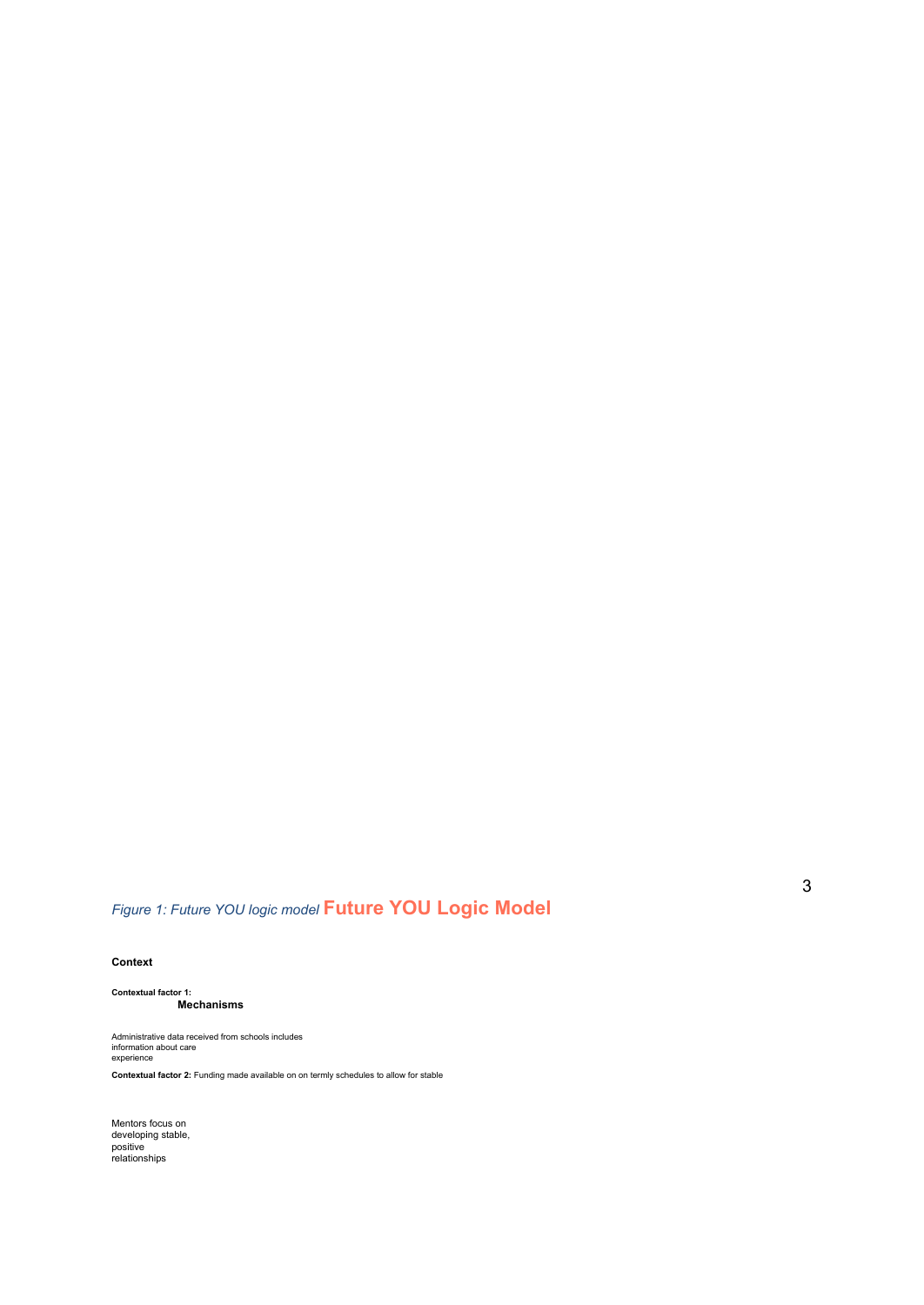*Figure 1: Future YOU logic model* **Future YOU Logic Model**

**Context**

**Contextual factor 1:**

**Mechanisms**

Administrative data received from schools includes information about care experience

**Contextual factor 2:** Funding made available on on termly schedules to allow for stable

Mentors focus on developing stable, positive relationships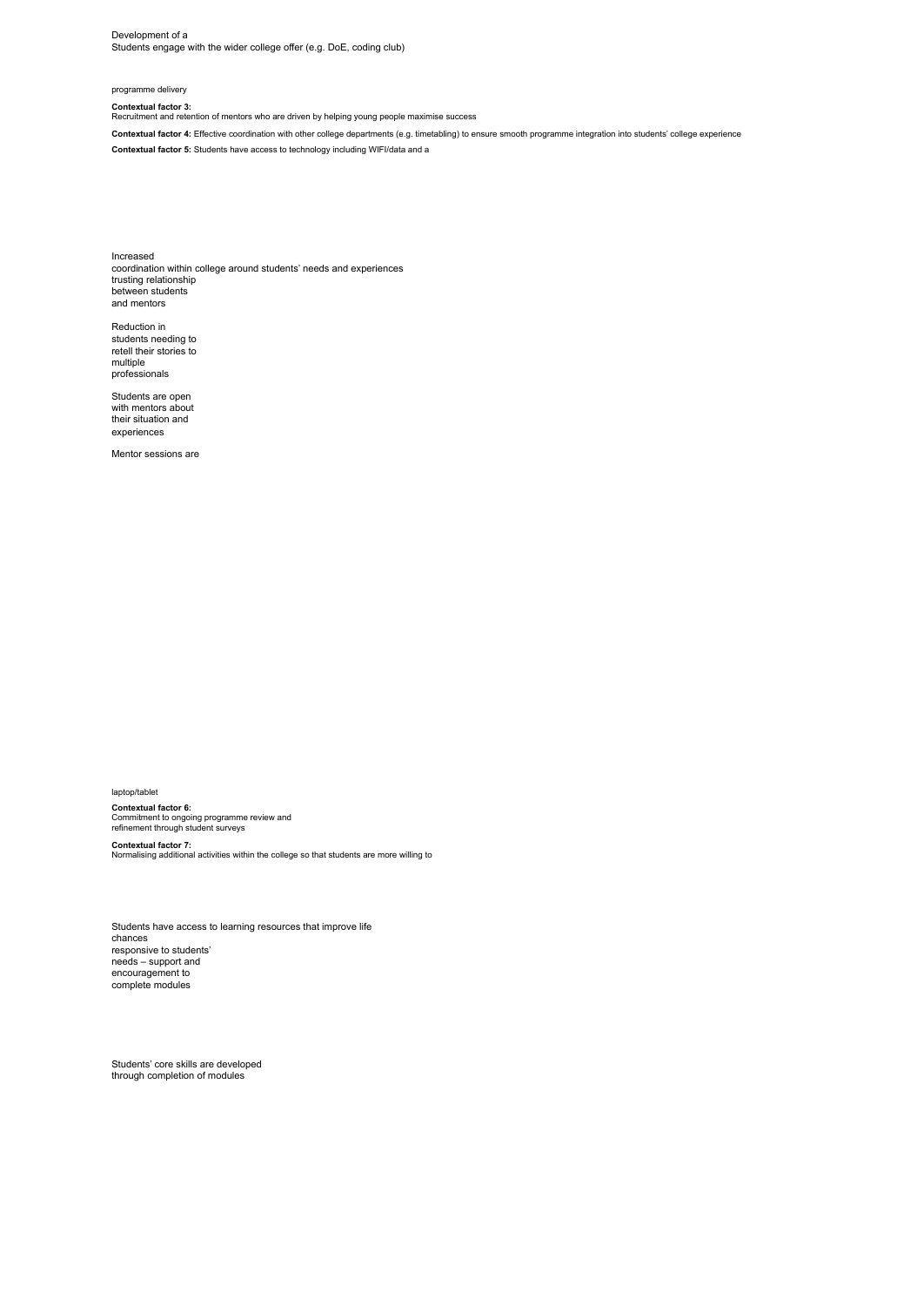Development of a
Students engage with the wider college offer (e.g. DoE, coding club)

programme delivery

**Contextual factor 3:**
Recruitment and retention of mentors who are driven by helping young people maximise success

**Contextual factor 4:** Effective coordination with other college departments (e.g. timetabling) to ensure smooth programme integration into students' college experience

**Contextual factor 5:** Students have access to technology including WIFI/data and a

Increased
coordination within college around students' needs and experiences
trusting relationship
between students
and mentors

Reduction in
students needing to
retell their stories to
multiple
professionals

Students are open
with mentors about
their situation and
experiences

Mentor sessions are

laptop/tablet

**Contextual factor 6:**
Commitment to ongoing programme review and
refinement through student surveys

**Contextual factor 7:**
Normalising additional activities within the college so that students are more willing to

Students have access to learning resources that improve life
chances
responsive to students'
needs – support and
encouragement to
complete modules

Students' core skills are developed
through completion of modules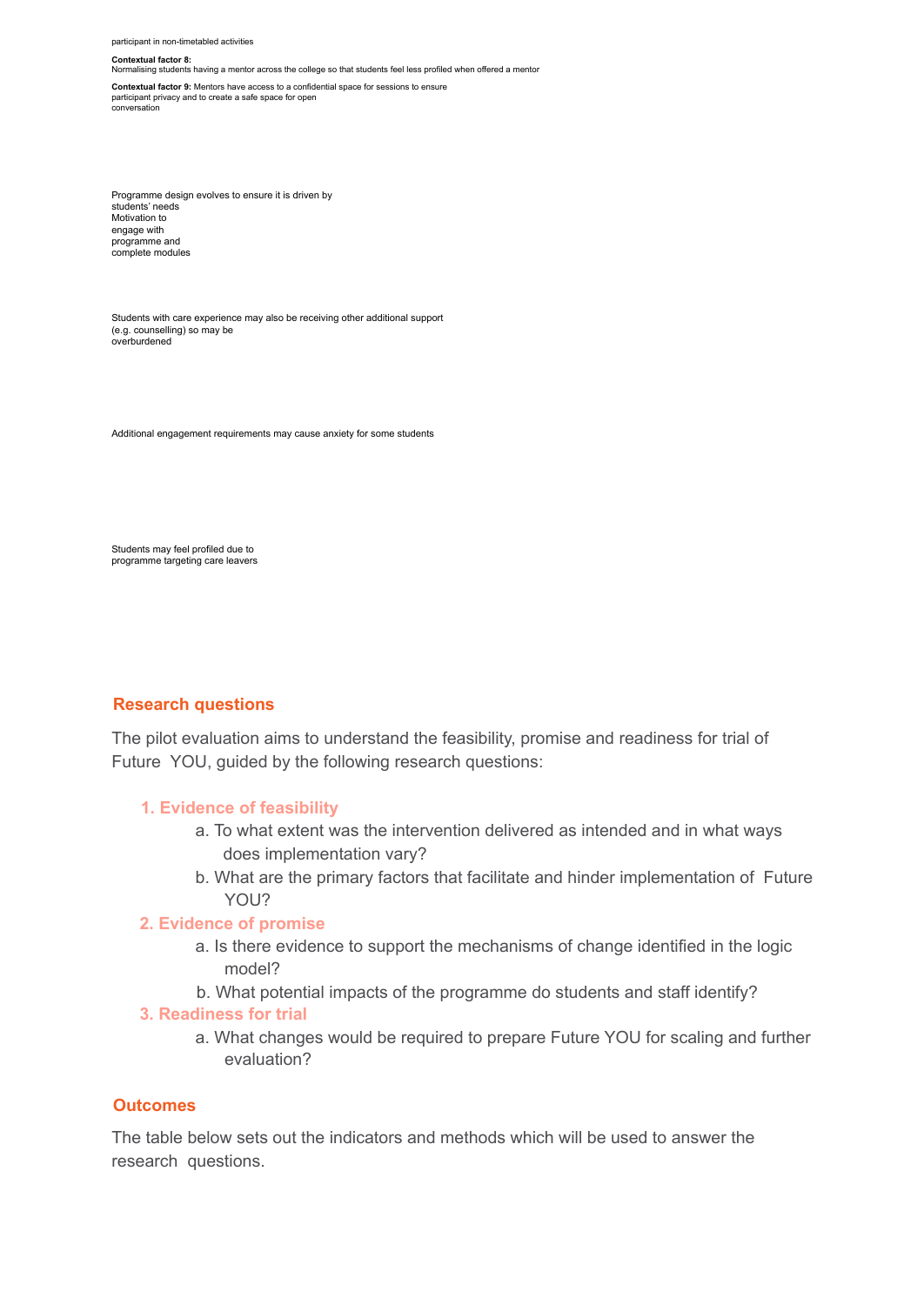participant in non-timetabled activities

**Contextual factor 8:**
Normalising students having a mentor across the college so that students feel less profiled when offered a mentor

**Contextual factor 9:** Mentors have access to a confidential space for sessions to ensure participant privacy and to create a safe space for open conversation

Programme design evolves to ensure it is driven by students' needs
Motivation to engage with programme and complete modules

Students with care experience may also be receiving other additional support (e.g. counselling) so may be overburdened

Additional engagement requirements may cause anxiety for some students

Students may feel profiled due to programme targeting care leavers

## Research questions

The pilot evaluation aims to understand the feasibility, promise and readiness for trial of Future YOU, guided by the following research questions:

1. **Evidence of feasibility**
   a. To what extent was the intervention delivered as intended and in what ways does implementation vary?
   b. What are the primary factors that facilitate and hinder implementation of Future YOU?
2. **Evidence of promise**
   a. Is there evidence to support the mechanisms of change identified in the logic model?
   b. What potential impacts of the programme do students and staff identify?
3. **Readiness for trial**
   a. What changes would be required to prepare Future YOU for scaling and further evaluation?

## Outcomes

The table below sets out the indicators and methods which will be used to answer the research questions.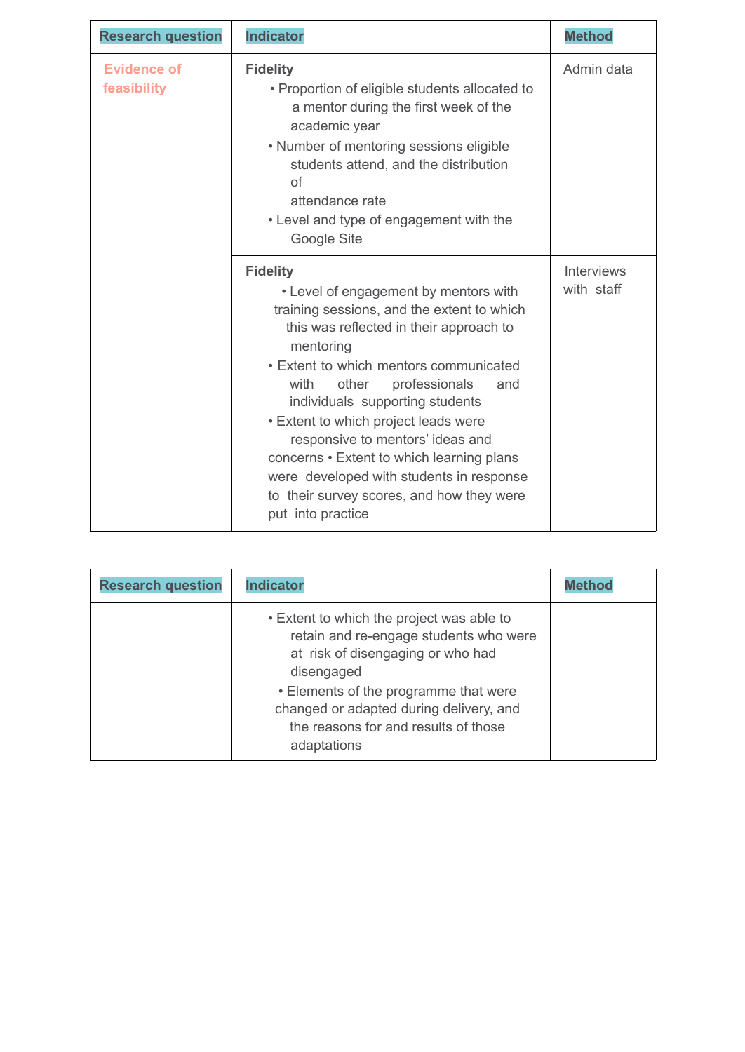| Research question | Indicator | Method |
|---|---|---|
| Evidence of feasibility | **Fidelity**<br>• Proportion of eligible students allocated to a mentor during the first week of the academic year<br>• Number of mentoring sessions eligible students attend, and the distribution of attendance rate<br>• Level and type of engagement with the Google Site | Admin data |
| | **Fidelity**<br>• Level of engagement by mentors with training sessions, and the extent to which this was reflected in their approach to mentoring<br>• Extent to which mentors communicated with other professionals and individuals supporting students<br>• Extent to which project leads were responsive to mentors' ideas and concerns<br>• Extent to which learning plans were developed with students in response to their survey scores, and how they were put into practice<br>• Extent to which the project was able to retain and re-engage students who were at risk of disengaging or who had disengaged<br>• Elements of the programme that were changed or adapted during delivery, and the reasons for and results of those adaptations | Interviews with staff |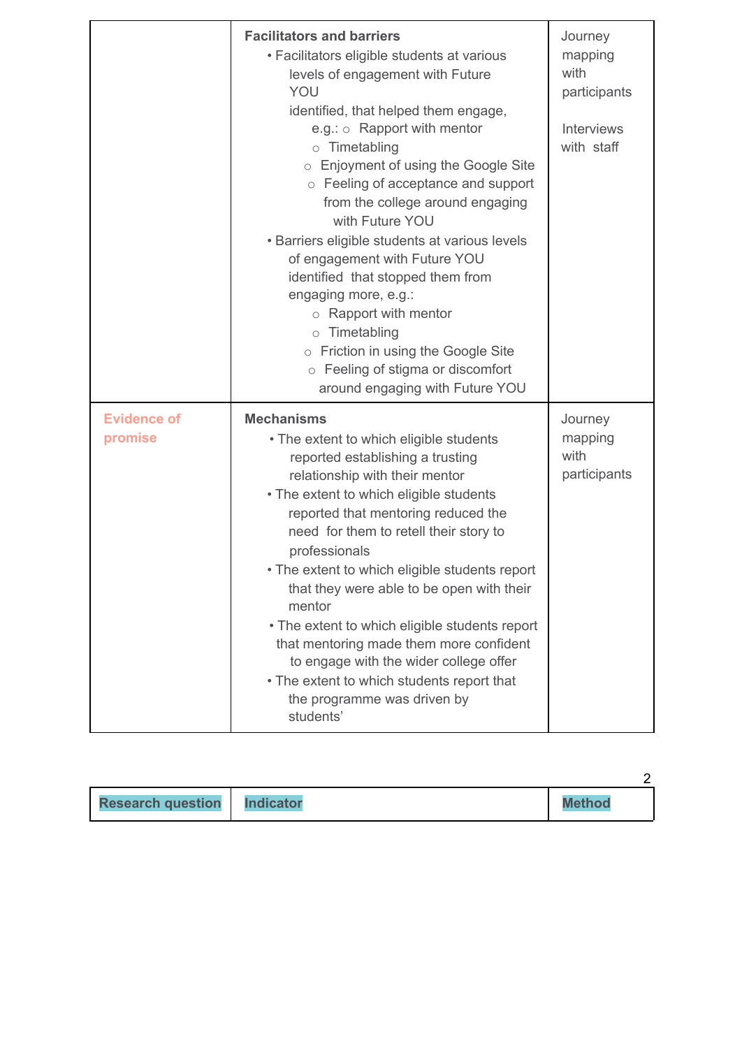| Research question | Indicator | Method |
|---|---|---|
| | **Facilitators and barriers**<br>• Facilitators eligible students at various levels of engagement with Future YOU identified, that helped them engage, e.g.:<br>○ Rapport with mentor<br>○ Timetabling<br>○ Enjoyment of using the Google Site<br>○ Feeling of acceptance and support from the college around engaging with Future YOU<br>• Barriers eligible students at various levels of engagement with Future YOU identified that stopped them from engaging more, e.g.:<br>○ Rapport with mentor<br>○ Timetabling<br>○ Friction in using the Google Site<br>○ Feeling of stigma or discomfort around engaging with Future YOU | Journey mapping with participants<br><br>Interviews with staff |
| Evidence of promise | **Mechanisms**<br>• The extent to which eligible students reported establishing a trusting relationship with their mentor<br>• The extent to which eligible students reported that mentoring reduced the need for them to retell their story to professionals<br>• The extent to which eligible students report that they were able to be open with their mentor<br>• The extent to which eligible students report that mentoring made them more confident to engage with the wider college offer<br>• The extent to which students report that the programme was driven by students' | Journey mapping with participants |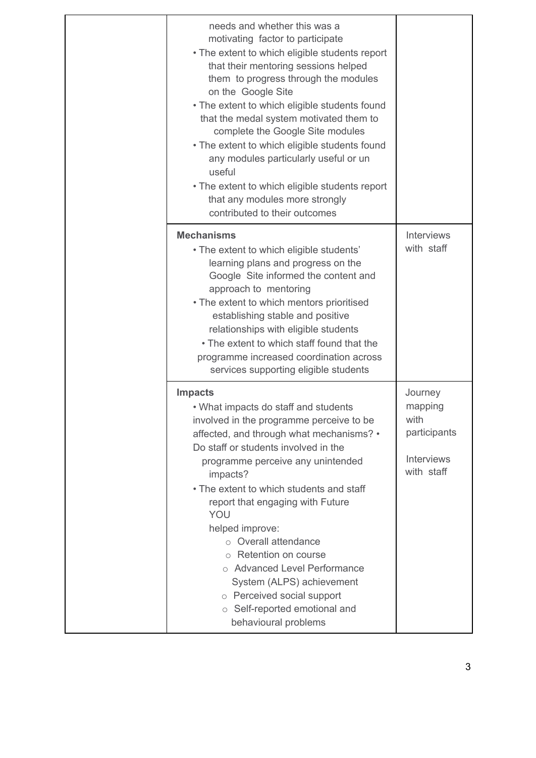| | | |
|---|---|---|
| | needs and whether this was a motivating factor to participate<br>• The extent to which eligible students report that their mentoring sessions helped them to progress through the modules on the Google Site<br>• The extent to which eligible students found that the medal system motivated them to complete the Google Site modules<br>• The extent to which eligible students found any modules particularly useful or un useful<br>• The extent to which eligible students report that any modules more strongly contributed to their outcomes | |
| | **Mechanisms**<br>• The extent to which eligible students' learning plans and progress on the Google Site informed the content and approach to mentoring<br>• The extent to which mentors prioritised establishing stable and positive relationships with eligible students<br>• The extent to which staff found that the programme increased coordination across services supporting eligible students | Interviews with staff |
| | **Impacts**<br>• What impacts do staff and students involved in the programme perceive to be affected, and through what mechanisms? • Do staff or students involved in the programme perceive any unintended impacts?<br>• The extent to which students and staff report that engaging with Future YOU helped improve:<br>○ Overall attendance<br>○ Retention on course<br>○ Advanced Level Performance System (ALPS) achievement<br>○ Perceived social support<br>○ Self-reported emotional and behavioural problems | Journey mapping with participants<br><br>Interviews with staff |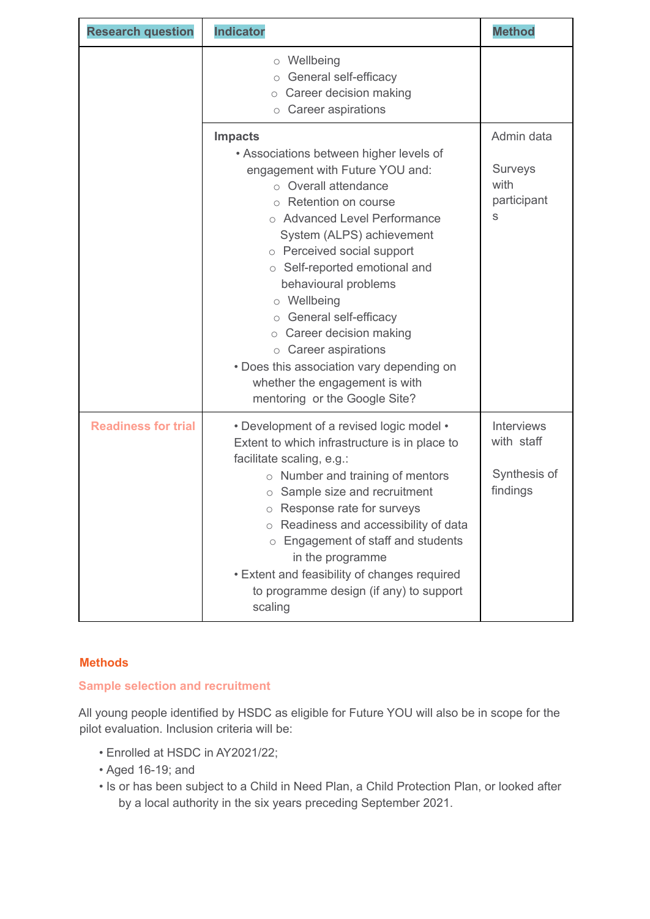| Research question | Indicator | Method |
|---|---|---|
| | ○ Wellbeing<br>○ General self-efficacy<br>○ Career decision making<br>○ Career aspirations | |
| | **Impacts**<br>• Associations between higher levels of engagement with Future YOU and:<br>○ Overall attendance<br>○ Retention on course<br>○ Advanced Level Performance System (ALPS) achievement<br>○ Perceived social support<br>○ Self-reported emotional and behavioural problems<br>○ Wellbeing<br>○ General self-efficacy<br>○ Career decision making<br>○ Career aspirations<br>• Does this association vary depending on whether the engagement is with mentoring or the Google Site? | Admin data<br><br>Surveys with participants |
| Readiness for trial | • Development of a revised logic model<br>• Extent to which infrastructure is in place to facilitate scaling, e.g.:<br>○ Number and training of mentors<br>○ Sample size and recruitment<br>○ Response rate for surveys<br>○ Readiness and accessibility of data<br>○ Engagement of staff and students in the programme<br>• Extent and feasibility of changes required to programme design (if any) to support scaling | Interviews with staff<br><br>Synthesis of findings |

## Methods

### Sample selection and recruitment

All young people identified by HSDC as eligible for Future YOU will also be in scope for the pilot evaluation. Inclusion criteria will be:

- Enrolled at HSDC in AY2021/22;
- Aged 16-19; and
- Is or has been subject to a Child in Need Plan, a Child Protection Plan, or looked after by a local authority in the six years preceding September 2021.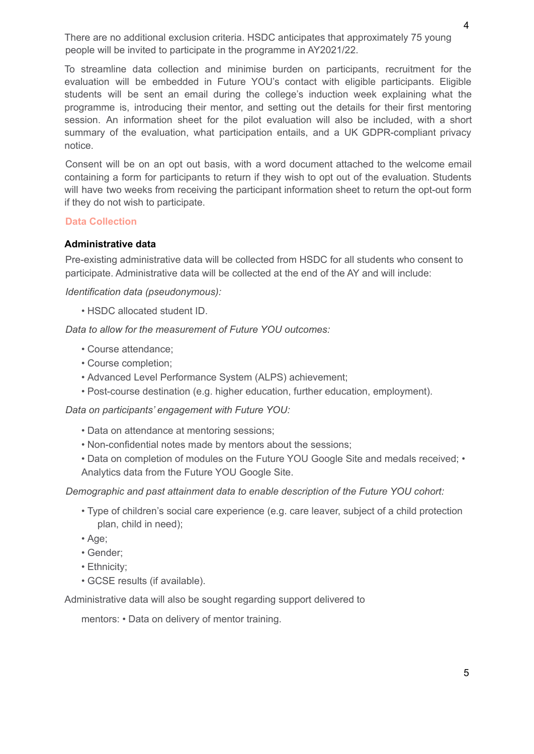There are no additional exclusion criteria. HSDC anticipates that approximately 75 young people will be invited to participate in the programme in AY2021/22.

To streamline data collection and minimise burden on participants, recruitment for the evaluation will be embedded in Future YOU's contact with eligible participants. Eligible students will be sent an email during the college's induction week explaining what the programme is, introducing their mentor, and setting out the details for their first mentoring session. An information sheet for the pilot evaluation will also be included, with a short summary of the evaluation, what participation entails, and a UK GDPR-compliant privacy notice.

Consent will be on an opt out basis, with a word document attached to the welcome email containing a form for participants to return if they wish to opt out of the evaluation. Students will have two weeks from receiving the participant information sheet to return the opt-out form if they do not wish to participate.

## Data Collection

### Administrative data

Pre-existing administrative data will be collected from HSDC for all students who consent to participate. Administrative data will be collected at the end of the AY and will include:

*Identification data (pseudonymous):*

- HSDC allocated student ID.

*Data to allow for the measurement of Future YOU outcomes:*

- Course attendance;
- Course completion;
- Advanced Level Performance System (ALPS) achievement;
- Post-course destination (e.g. higher education, further education, employment).

*Data on participants' engagement with Future YOU:*

- Data on attendance at mentoring sessions;
- Non-confidential notes made by mentors about the sessions;
- Data on completion of modules on the Future YOU Google Site and medals received;
- Analytics data from the Future YOU Google Site.

*Demographic and past attainment data to enable description of the Future YOU cohort:*

- Type of children's social care experience (e.g. care leaver, subject of a child protection plan, child in need);
- Age;
- Gender;
- Ethnicity;
- GCSE results (if available).

Administrative data will also be sought regarding support delivered to mentors:

- Data on delivery of mentor training.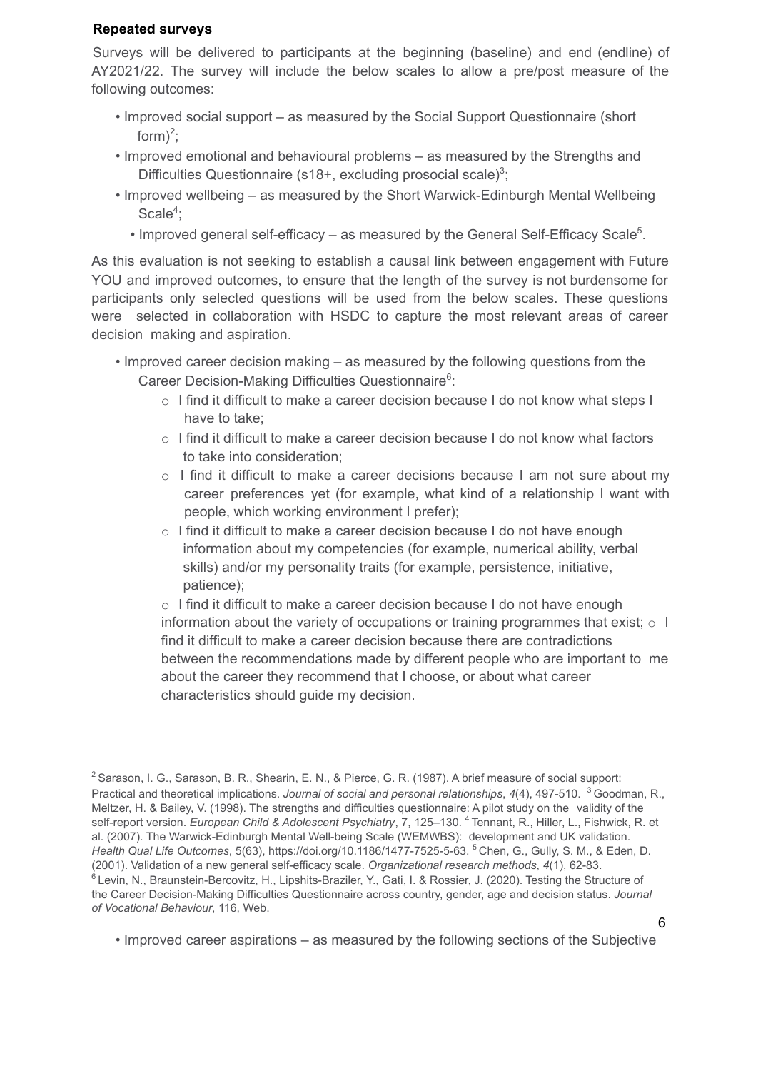**Repeated surveys**

Surveys will be delivered to participants at the beginning (baseline) and end (endline) of AY2021/22. The survey will include the below scales to allow a pre/post measure of the following outcomes:

- Improved social support – as measured by the Social Support Questionnaire (short form)[2];
- Improved emotional and behavioural problems – as measured by the Strengths and Difficulties Questionnaire (s18+, excluding prosocial scale)[3];
- Improved wellbeing – as measured by the Short Warwick-Edinburgh Mental Wellbeing Scale[4];
- Improved general self-efficacy – as measured by the General Self-Efficacy Scale[5].

As this evaluation is not seeking to establish a causal link between engagement with Future YOU and improved outcomes, to ensure that the length of the survey is not burdensome for participants only selected questions will be used from the below scales. These questions were selected in collaboration with HSDC to capture the most relevant areas of career decision making and aspiration.

- Improved career decision making – as measured by the following questions from the Career Decision-Making Difficulties Questionnaire[6]:
  - I find it difficult to make a career decision because I do not know what steps I have to take;
  - I find it difficult to make a career decision because I do not know what factors to take into consideration;
  - I find it difficult to make a career decisions because I am not sure about my career preferences yet (for example, what kind of a relationship I want with people, which working environment I prefer);
  - I find it difficult to make a career decision because I do not have enough information about my competencies (for example, numerical ability, verbal skills) and/or my personality traits (for example, persistence, initiative, patience);
  - I find it difficult to make a career decision because I do not have enough information about the variety of occupations or training programmes that exist;
  - I find it difficult to make a career decision because there are contradictions between the recommendations made by different people who are important to me about the career they recommend that I choose, or about what career characteristics should guide my decision.

[2] Sarason, I. G., Sarason, B. R., Shearin, E. N., & Pierce, G. R. (1987). A brief measure of social support: Practical and theoretical implications. *Journal of social and personal relationships*, *4*(4), 497-510. [3] Goodman, R., Meltzer, H. & Bailey, V. (1998). The strengths and difficulties questionnaire: A pilot study on the validity of the self-report version. *European Child & Adolescent Psychiatry*, 7, 125–130. [4] Tennant, R., Hiller, L., Fishwick, R. et al. (2007). The Warwick-Edinburgh Mental Well-being Scale (WEMWBS): development and UK validation. *Health Qual Life Outcomes*, 5(63), https://doi.org/10.1186/1477-7525-5-63. [5] Chen, G., Gully, S. M., & Eden, D. (2001). Validation of a new general self-efficacy scale. *Organizational research methods*, *4*(1), 62-83.
[6] Levin, N., Braunstein-Bercovitz, H., Lipshits-Braziler, Y., Gati, I. & Rossier, J. (2020). Testing the Structure of the Career Decision-Making Difficulties Questionnaire across country, gender, age and decision status. *Journal of Vocational Behaviour*, 116, Web.

- Improved career aspirations – as measured by the following sections of the Subjective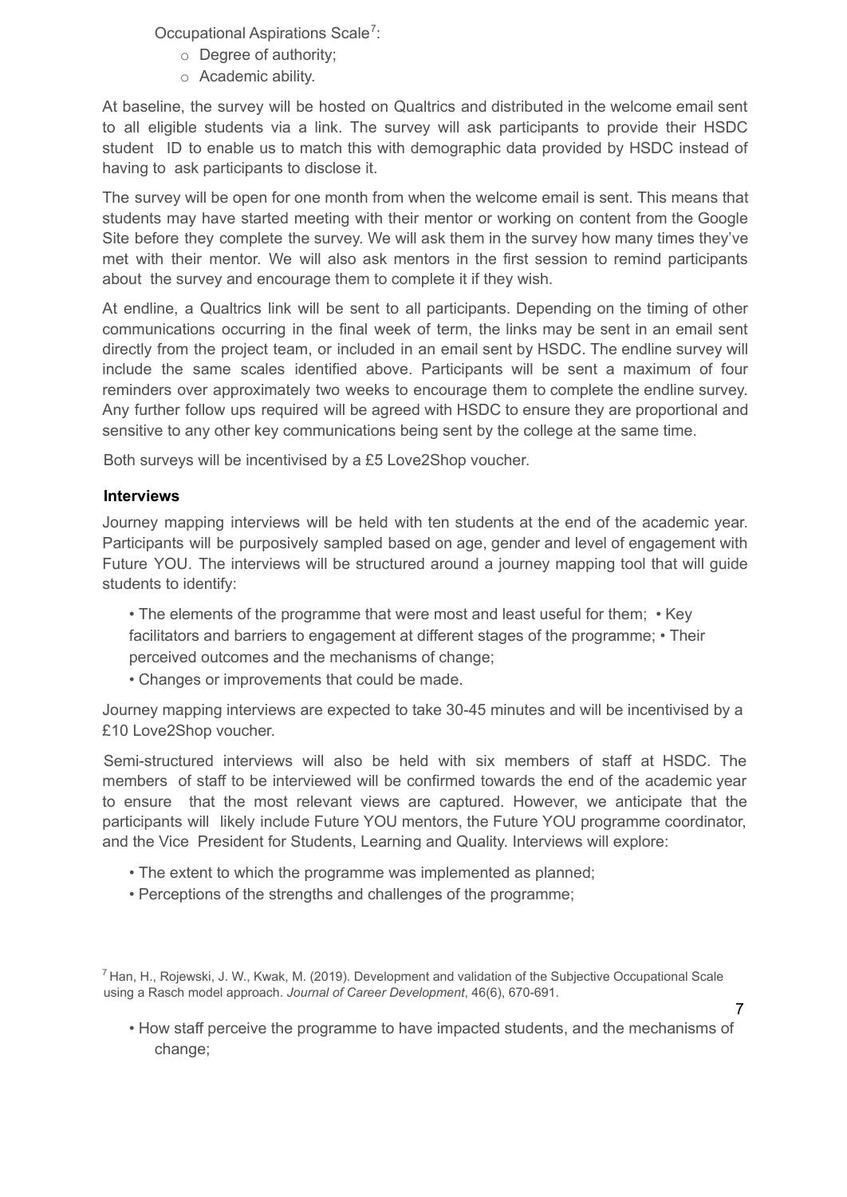Occupational Aspirations Scale[7]:

- Degree of authority;
- Academic ability.

At baseline, the survey will be hosted on Qualtrics and distributed in the welcome email sent to all eligible students via a link. The survey will ask participants to provide their HSDC student ID to enable us to match this with demographic data provided by HSDC instead of having to ask participants to disclose it.

The survey will be open for one month from when the welcome email is sent. This means that students may have started meeting with their mentor or working on content from the Google Site before they complete the survey. We will ask them in the survey how many times they've met with their mentor. We will also ask mentors in the first session to remind participants about the survey and encourage them to complete it if they wish.

At endline, a Qualtrics link will be sent to all participants. Depending on the timing of other communications occurring in the final week of term, the links may be sent in an email sent directly from the project team, or included in an email sent by HSDC. The endline survey will include the same scales identified above. Participants will be sent a maximum of four reminders over approximately two weeks to encourage them to complete the endline survey. Any further follow ups required will be agreed with HSDC to ensure they are proportional and sensitive to any other key communications being sent by the college at the same time.

Both surveys will be incentivised by a £5 Love2Shop voucher.

#### Interviews

Journey mapping interviews will be held with ten students at the end of the academic year. Participants will be purposively sampled based on age, gender and level of engagement with Future YOU. The interviews will be structured around a journey mapping tool that will guide students to identify:

- The elements of the programme that were most and least useful for them;
- Key facilitators and barriers to engagement at different stages of the programme;
- Their perceived outcomes and the mechanisms of change;
- Changes or improvements that could be made.

Journey mapping interviews are expected to take 30-45 minutes and will be incentivised by a £10 Love2Shop voucher.

Semi-structured interviews will also be held with six members of staff at HSDC. The members of staff to be interviewed will be confirmed towards the end of the academic year to ensure that the most relevant views are captured. However, we anticipate that the participants will likely include Future YOU mentors, the Future YOU programme coordinator, and the Vice President for Students, Learning and Quality. Interviews will explore:

- The extent to which the programme was implemented as planned;
- Perceptions of the strengths and challenges of the programme;
- How staff perceive the programme to have impacted students, and the mechanisms of change;

[7] Han, H., Rojewski, J. W., Kwak, M. (2019). Development and validation of the Subjective Occupational Scale using a Rasch model approach. *Journal of Career Development*, 46(6), 670-691.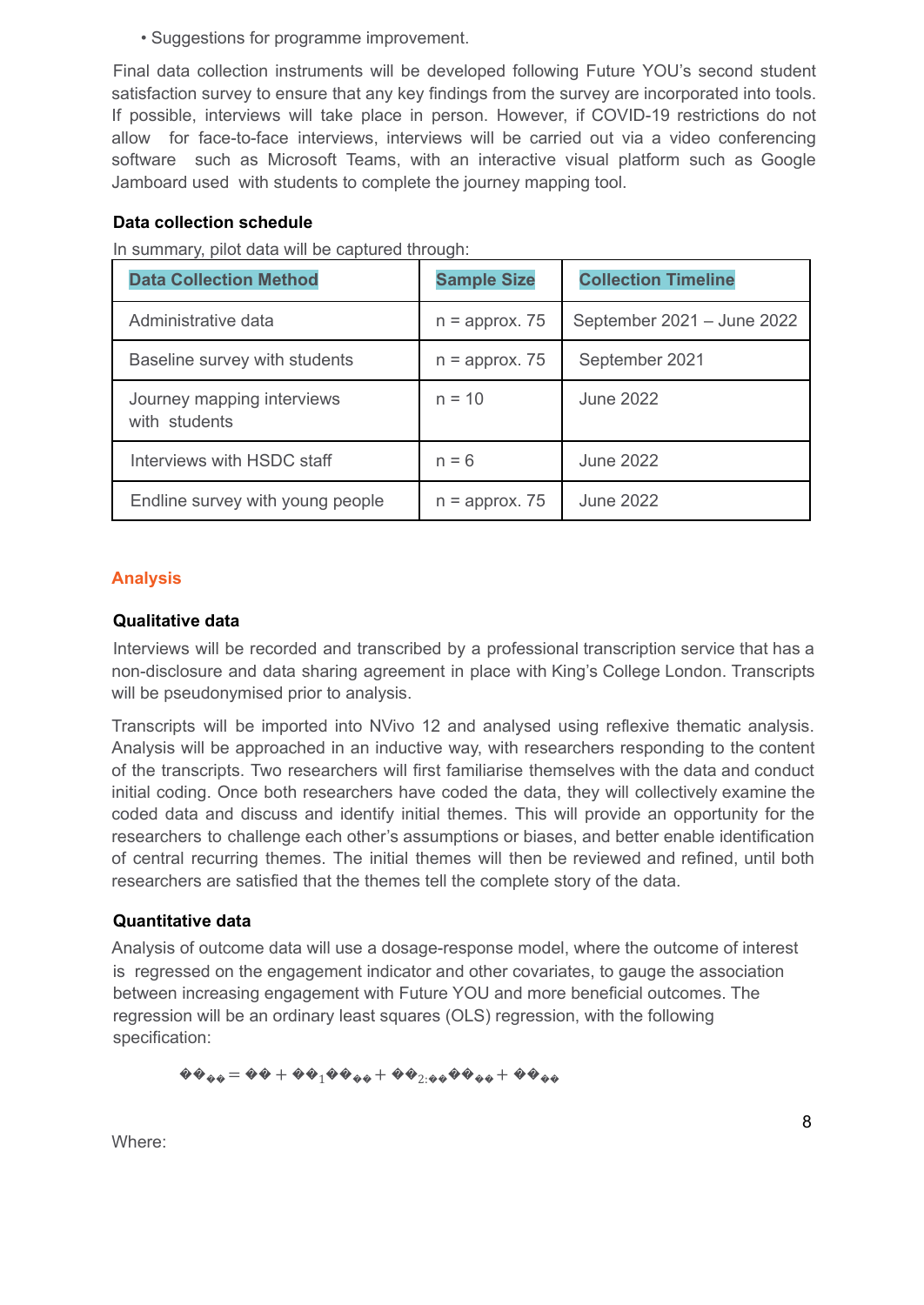• Suggestions for programme improvement.

Final data collection instruments will be developed following Future YOU's second student satisfaction survey to ensure that any key findings from the survey are incorporated into tools. If possible, interviews will take place in person. However, if COVID-19 restrictions do not allow for face-to-face interviews, interviews will be carried out via a video conferencing software such as Microsoft Teams, with an interactive visual platform such as Google Jamboard used with students to complete the journey mapping tool.

### Data collection schedule

In summary, pilot data will be captured through:

| Data Collection Method | Sample Size | Collection Timeline |
|---|---|---|
| Administrative data | n = approx. 75 | September 2021 – June 2022 |
| Baseline survey with students | n = approx. 75 | September 2021 |
| Journey mapping interviews with students | n = 10 | June 2022 |
| Interviews with HSDC staff | n = 6 | June 2022 |
| Endline survey with young people | n = approx. 75 | June 2022 |

## Analysis

### Qualitative data

Interviews will be recorded and transcribed by a professional transcription service that has a non-disclosure and data sharing agreement in place with King's College London. Transcripts will be pseudonymised prior to analysis.

Transcripts will be imported into NVivo 12 and analysed using reflexive thematic analysis. Analysis will be approached in an inductive way, with researchers responding to the content of the transcripts. Two researchers will first familiarise themselves with the data and conduct initial coding. Once both researchers have coded the data, they will collectively examine the coded data and discuss and identify initial themes. This will provide an opportunity for the researchers to challenge each other's assumptions or biases, and better enable identification of central recurring themes. The initial themes will then be reviewed and refined, until both researchers are satisfied that the themes tell the complete story of the data.

### Quantitative data

Analysis of outcome data will use a dosage-response model, where the outcome of interest is regressed on the engagement indicator and other covariates, to gauge the association between increasing engagement with Future YOU and more beneficial outcomes. The regression will be an ordinary least squares (OLS) regression, with the following specification:

$$\text{��}_{\text{��}} = \text{��} + \text{��}_{1}\text{��}_{\text{��}} + \text{��}_{2:\text{��}}\text{��}_{\text{��}} + \text{��}_{\text{��}}$$

Where: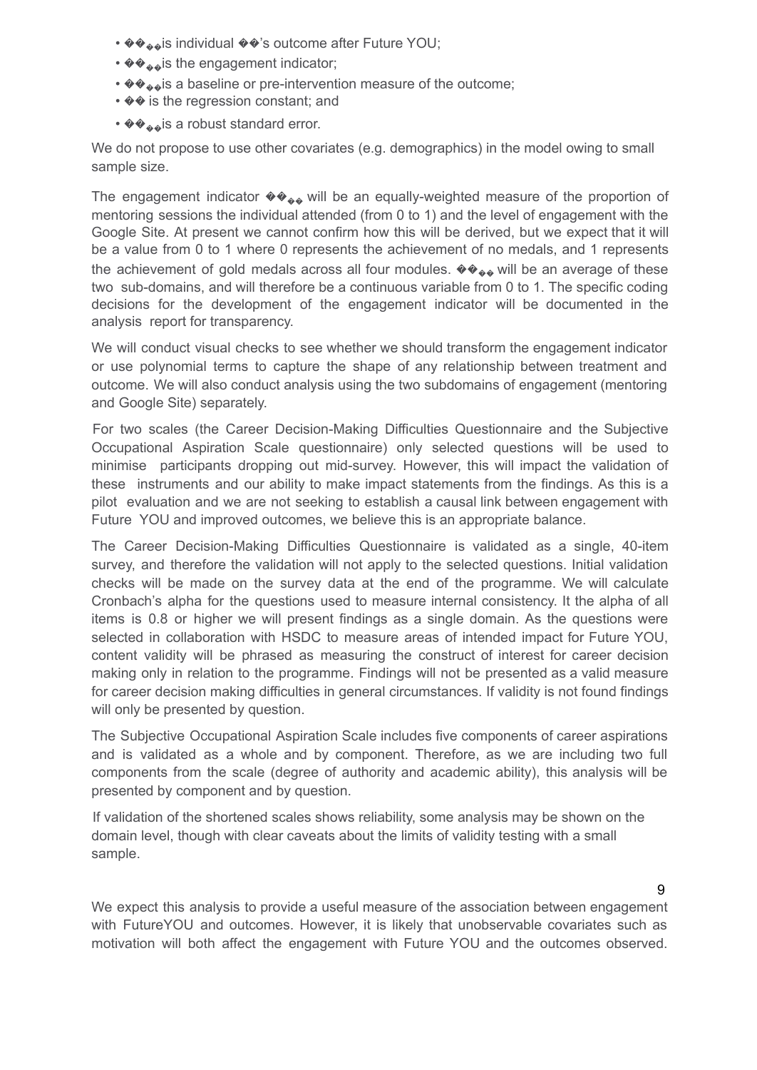- ��<sub>��</sub>is individual ��'s outcome after Future YOU;
- ��<sub>��</sub>is the engagement indicator;
- ��<sub>��</sub>is a baseline or pre-intervention measure of the outcome;
- �� is the regression constant; and
- ��<sub>��</sub>is a robust standard error.

We do not propose to use other covariates (e.g. demographics) in the model owing to small sample size.

The engagement indicator ��<sub>��</sub> will be an equally-weighted measure of the proportion of mentoring sessions the individual attended (from 0 to 1) and the level of engagement with the Google Site. At present we cannot confirm how this will be derived, but we expect that it will be a value from 0 to 1 where 0 represents the achievement of no medals, and 1 represents the achievement of gold medals across all four modules. ��<sub>��</sub> will be an average of these two sub-domains, and will therefore be a continuous variable from 0 to 1. The specific coding decisions for the development of the engagement indicator will be documented in the analysis report for transparency.

We will conduct visual checks to see whether we should transform the engagement indicator or use polynomial terms to capture the shape of any relationship between treatment and outcome. We will also conduct analysis using the two subdomains of engagement (mentoring and Google Site) separately.

For two scales (the Career Decision-Making Difficulties Questionnaire and the Subjective Occupational Aspiration Scale questionnaire) only selected questions will be used to minimise participants dropping out mid-survey. However, this will impact the validation of these instruments and our ability to make impact statements from the findings. As this is a pilot evaluation and we are not seeking to establish a causal link between engagement with Future YOU and improved outcomes, we believe this is an appropriate balance.

The Career Decision-Making Difficulties Questionnaire is validated as a single, 40-item survey, and therefore the validation will not apply to the selected questions. Initial validation checks will be made on the survey data at the end of the programme. We will calculate Cronbach's alpha for the questions used to measure internal consistency. It the alpha of all items is 0.8 or higher we will present findings as a single domain. As the questions were selected in collaboration with HSDC to measure areas of intended impact for Future YOU, content validity will be phrased as measuring the construct of interest for career decision making only in relation to the programme. Findings will not be presented as a valid measure for career decision making difficulties in general circumstances. If validity is not found findings will only be presented by question.

The Subjective Occupational Aspiration Scale includes five components of career aspirations and is validated as a whole and by component. Therefore, as we are including two full components from the scale (degree of authority and academic ability), this analysis will be presented by component and by question.

If validation of the shortened scales shows reliability, some analysis may be shown on the domain level, though with clear caveats about the limits of validity testing with a small sample.

We expect this analysis to provide a useful measure of the association between engagement with FutureYOU and outcomes. However, it is likely that unobservable covariates such as motivation will both affect the engagement with Future YOU and the outcomes observed.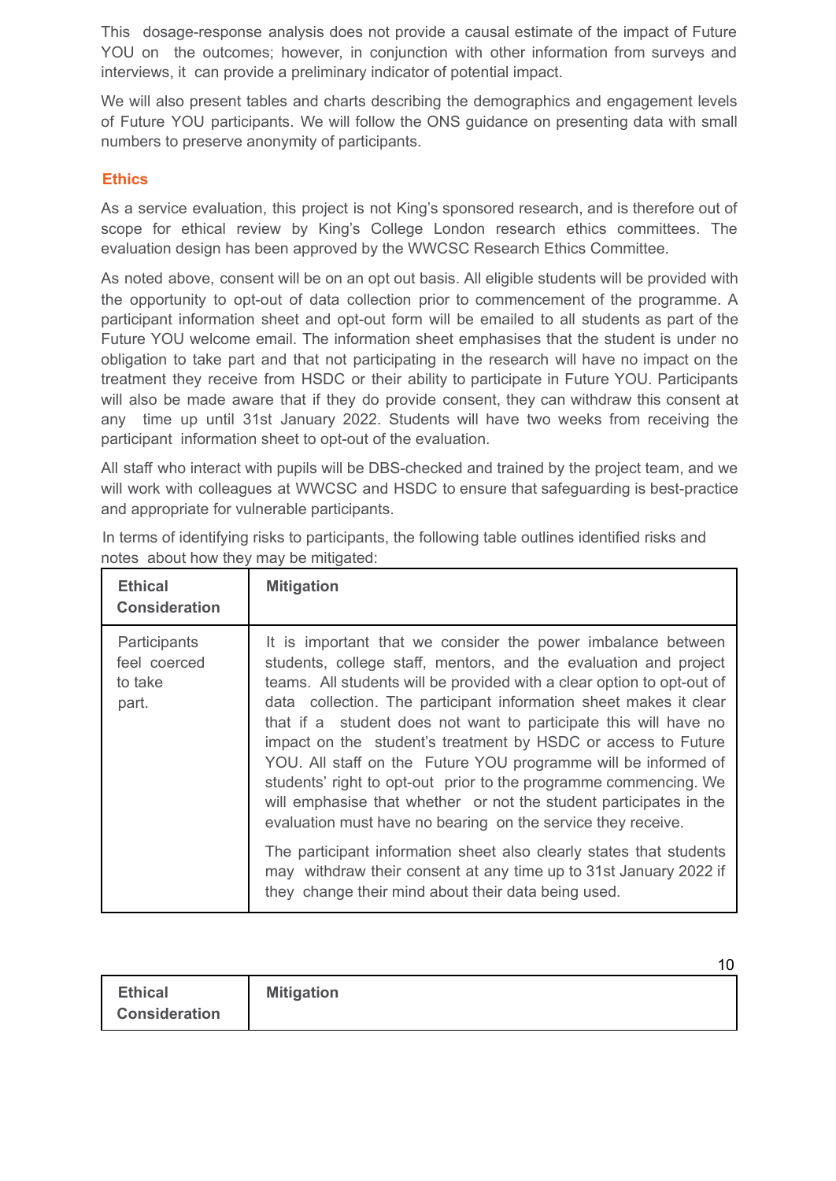This dosage-response analysis does not provide a causal estimate of the impact of Future YOU on the outcomes; however, in conjunction with other information from surveys and interviews, it can provide a preliminary indicator of potential impact.

We will also present tables and charts describing the demographics and engagement levels of Future YOU participants. We will follow the ONS guidance on presenting data with small numbers to preserve anonymity of participants.

### Ethics

As a service evaluation, this project is not King's sponsored research, and is therefore out of scope for ethical review by King's College London research ethics committees. The evaluation design has been approved by the WWCSC Research Ethics Committee.

As noted above, consent will be on an opt out basis. All eligible students will be provided with the opportunity to opt-out of data collection prior to commencement of the programme. A participant information sheet and opt-out form will be emailed to all students as part of the Future YOU welcome email. The information sheet emphasises that the student is under no obligation to take part and that not participating in the research will have no impact on the treatment they receive from HSDC or their ability to participate in Future YOU. Participants will also be made aware that if they do provide consent, they can withdraw this consent at any time up until 31st January 2022. Students will have two weeks from receiving the participant information sheet to opt-out of the evaluation.

All staff who interact with pupils will be DBS-checked and trained by the project team, and we will work with colleagues at WWCSC and HSDC to ensure that safeguarding is best-practice and appropriate for vulnerable participants.

In terms of identifying risks to participants, the following table outlines identified risks and notes about how they may be mitigated:

| Ethical Consideration | Mitigation |
|---|---|
| Participants feel coerced to take part. | It is important that we consider the power imbalance between students, college staff, mentors, and the evaluation and project teams. All students will be provided with a clear option to opt-out of data collection. The participant information sheet makes it clear that if a student does not want to participate this will have no impact on the student's treatment by HSDC or access to Future YOU. All staff on the Future YOU programme will be informed of students' right to opt-out prior to the programme commencing. We will emphasise that whether or not the student participates in the evaluation must have no bearing on the service they receive.<br><br>The participant information sheet also clearly states that students may withdraw their consent at any time up to 31st January 2022 if they change their mind about their data being used. |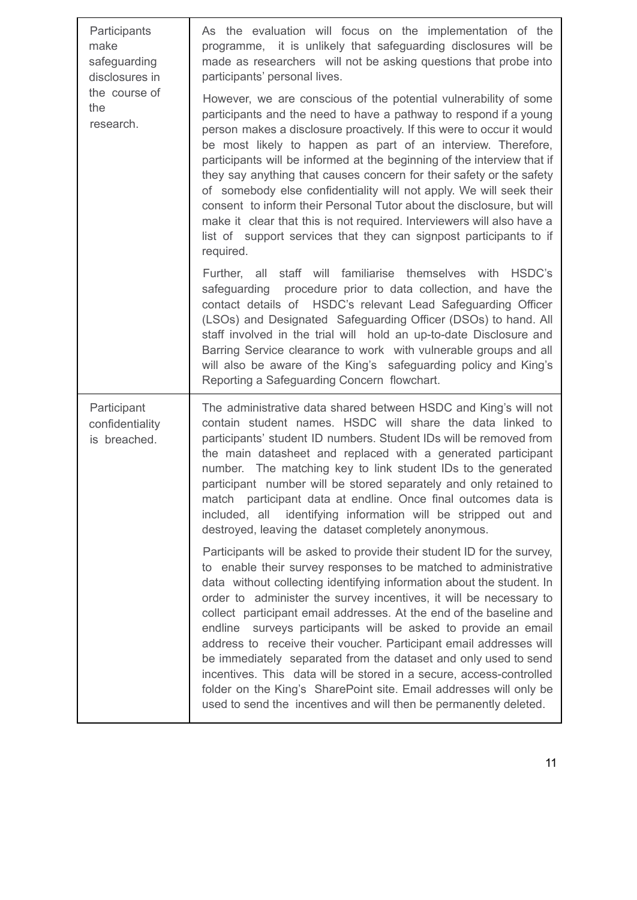| | |
|---|---|
| Participants make safeguarding disclosures in the course of the research. | As the evaluation will focus on the implementation of the programme, it is unlikely that safeguarding disclosures will be made as researchers will not be asking questions that probe into participants' personal lives.<br><br>However, we are conscious of the potential vulnerability of some participants and the need to have a pathway to respond if a young person makes a disclosure proactively. If this were to occur it would be most likely to happen as part of an interview. Therefore, participants will be informed at the beginning of the interview that if they say anything that causes concern for their safety or the safety of somebody else confidentiality will not apply. We will seek their consent to inform their Personal Tutor about the disclosure, but will make it clear that this is not required. Interviewers will also have a list of support services that they can signpost participants to if required.<br><br>Further, all staff will familiarise themselves with HSDC's safeguarding procedure prior to data collection, and have the contact details of HSDC's relevant Lead Safeguarding Officer (LSOs) and Designated Safeguarding Officer (DSOs) to hand. All staff involved in the trial will hold an up-to-date Disclosure and Barring Service clearance to work with vulnerable groups and all will also be aware of the King's safeguarding policy and King's Reporting a Safeguarding Concern flowchart. |
| Participant confidentiality is breached. | The administrative data shared between HSDC and King's will not contain student names. HSDC will share the data linked to participants' student ID numbers. Student IDs will be removed from the main datasheet and replaced with a generated participant number. The matching key to link student IDs to the generated participant number will be stored separately and only retained to match participant data at endline. Once final outcomes data is included, all identifying information will be stripped out and destroyed, leaving the dataset completely anonymous.<br><br>Participants will be asked to provide their student ID for the survey, to enable their survey responses to be matched to administrative data without collecting identifying information about the student. In order to administer the survey incentives, it will be necessary to collect participant email addresses. At the end of the baseline and endline surveys participants will be asked to provide an email address to receive their voucher. Participant email addresses will be immediately separated from the dataset and only used to send incentives. This data will be stored in a secure, access-controlled folder on the King's SharePoint site. Email addresses will only be used to send the incentives and will then be permanently deleted. |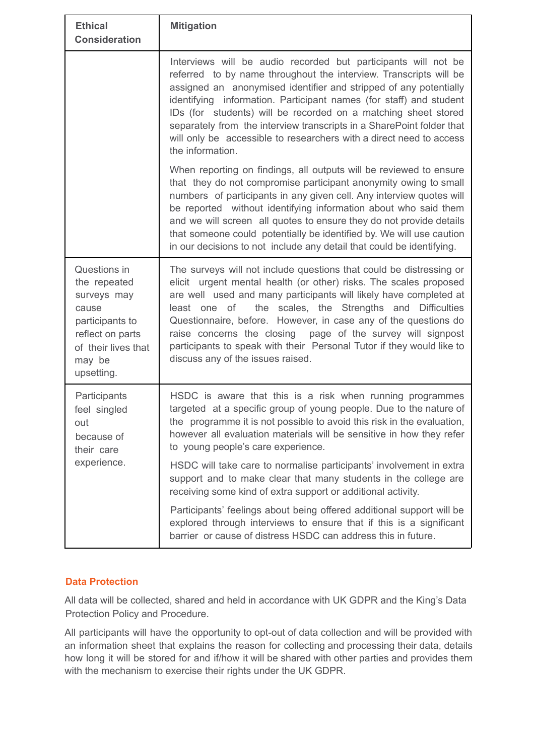| Ethical Consideration | Mitigation |
|---|---|
| | Interviews will be audio recorded but participants will not be referred to by name throughout the interview. Transcripts will be assigned an anonymised identifier and stripped of any potentially identifying information. Participant names (for staff) and student IDs (for students) will be recorded on a matching sheet stored separately from the interview transcripts in a SharePoint folder that will only be accessible to researchers with a direct need to access the information.<br><br>When reporting on findings, all outputs will be reviewed to ensure that they do not compromise participant anonymity owing to small numbers of participants in any given cell. Any interview quotes will be reported without identifying information about who said them and we will screen all quotes to ensure they do not provide details that someone could potentially be identified by. We will use caution in our decisions to not include any detail that could be identifying. |
| Questions in the repeated surveys may cause participants to reflect on parts of their lives that may be upsetting. | The surveys will not include questions that could be distressing or elicit urgent mental health (or other) risks. The scales proposed are well used and many participants will likely have completed at least one of the scales, the Strengths and Difficulties Questionnaire, before. However, in case any of the questions do raise concerns the closing page of the survey will signpost participants to speak with their Personal Tutor if they would like to discuss any of the issues raised. |
| Participants feel singled out because of their care experience. | HSDC is aware that this is a risk when running programmes targeted at a specific group of young people. Due to the nature of the programme it is not possible to avoid this risk in the evaluation, however all evaluation materials will be sensitive in how they refer to young people's care experience.<br><br>HSDC will take care to normalise participants' involvement in extra support and to make clear that many students in the college are receiving some kind of extra support or additional activity.<br><br>Participants' feelings about being offered additional support will be explored through interviews to ensure that if this is a significant barrier or cause of distress HSDC can address this in future. |

## Data Protection

All data will be collected, shared and held in accordance with UK GDPR and the King's Data Protection Policy and Procedure.

All participants will have the opportunity to opt-out of data collection and will be provided with an information sheet that explains the reason for collecting and processing their data, details how long it will be stored for and if/how it will be shared with other parties and provides them with the mechanism to exercise their rights under the UK GDPR.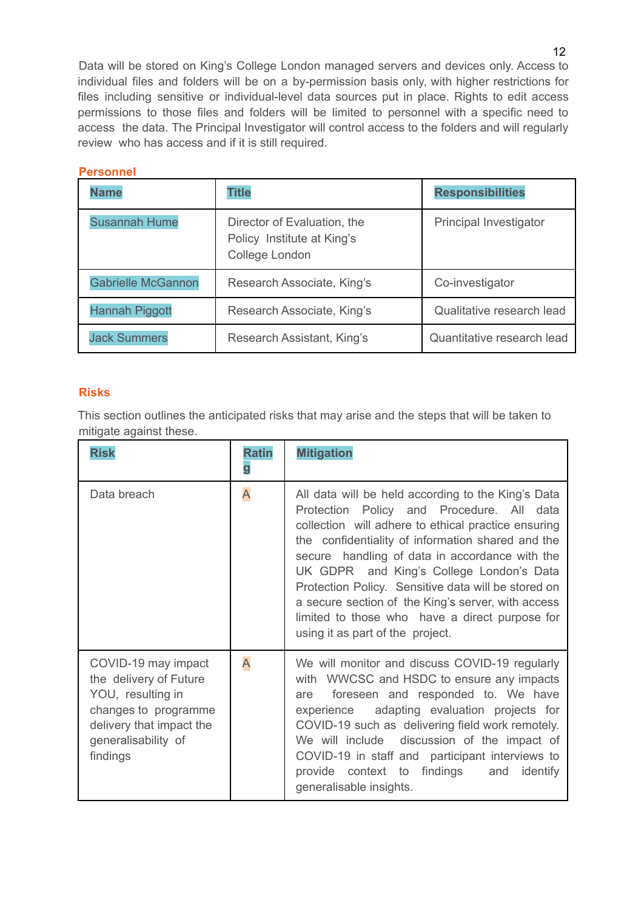Data will be stored on King's College London managed servers and devices only. Access to individual files and folders will be on a by-permission basis only, with higher restrictions for files including sensitive or individual-level data sources put in place. Rights to edit access permissions to those files and folders will be limited to personnel with a specific need to access the data. The Principal Investigator will control access to the folders and will regularly review who has access and if it is still required.

## Personnel

| Name | Title | Responsibilities |
|---|---|---|
| Susannah Hume | Director of Evaluation, the Policy Institute at King's College London | Principal Investigator |
| Gabrielle McGannon | Research Associate, King's | Co-investigator |
| Hannah Piggott | Research Associate, King's | Qualitative research lead |
| Jack Summers | Research Assistant, King's | Quantitative research lead |

## Risks

This section outlines the anticipated risks that may arise and the steps that will be taken to mitigate against these.

| Risk | Rating | Mitigation |
|---|---|---|
| Data breach | A | All data will be held according to the King's Data Protection Policy and Procedure. All data collection will adhere to ethical practice ensuring the confidentiality of information shared and the secure handling of data in accordance with the UK GDPR and King's College London's Data Protection Policy. Sensitive data will be stored on a secure section of the King's server, with access limited to those who have a direct purpose for using it as part of the project. |
| COVID-19 may impact the delivery of Future YOU, resulting in changes to programme delivery that impact the generalisability of findings | A | We will monitor and discuss COVID-19 regularly with WWCSC and HSDC to ensure any impacts are foreseen and responded to. We have experience adapting evaluation projects for COVID-19 such as delivering field work remotely. We will include discussion of the impact of COVID-19 in staff and participant interviews to provide context to findings and identify generalisable insights. |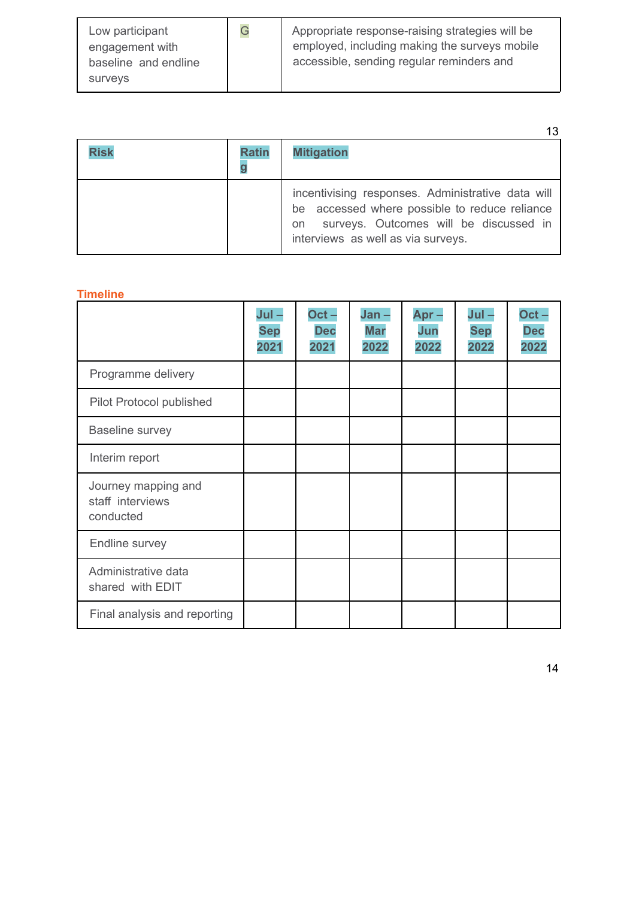| Risk | Rating | Mitigation |
|---|---|---|
| Low participant engagement with baseline and endline surveys | G | Appropriate response-raising strategies will be employed, including making the surveys mobile accessible, sending regular reminders and incentivising responses. Administrative data will be accessed where possible to reduce reliance on surveys. Outcomes will be discussed in interviews as well as via surveys. |

## Timeline

| | Jul – Sep 2021 | Oct – Dec 2021 | Jan – Mar 2022 | Apr – Jun 2022 | Jul – Sep 2022 | Oct – Dec 2022 |
|---|---|---|---|---|---|---|
| Programme delivery | | | | | | |
| Pilot Protocol published | | | | | | |
| Baseline survey | | | | | | |
| Interim report | | | | | | |
| Journey mapping and staff interviews conducted | | | | | | |
| Endline survey | | | | | | |
| Administrative data shared with EDIT | | | | | | |
| Final analysis and reporting | | | | | | |